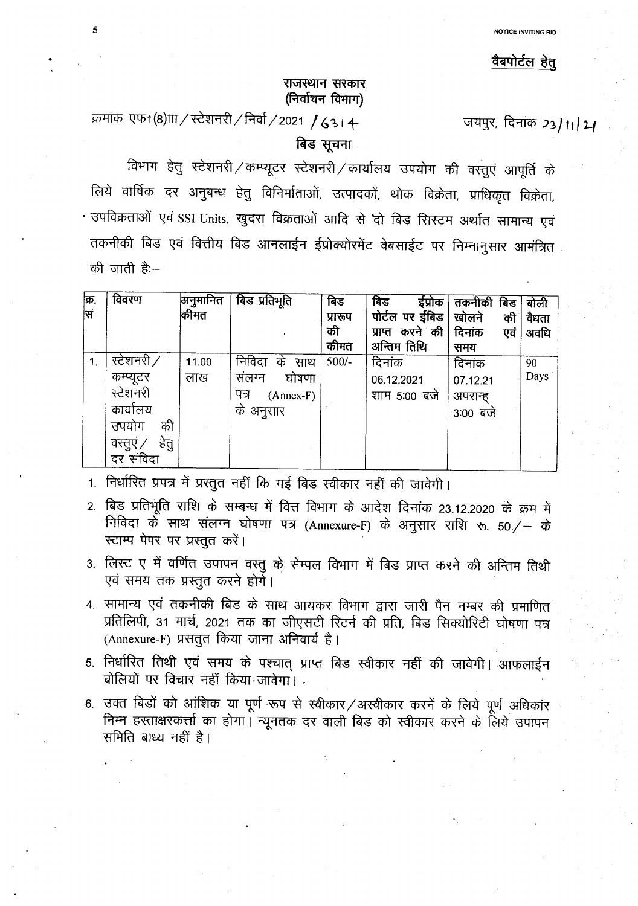NOTICE INVITING BID

<u>वैबपोर्टल हेतु</u>

## राजस्थान सरकार
## (निर्वाचन विभाग)

क्रमांक एफ1(8)III/स्टेशनरी/निर्वा/2021 /6314 जयपुर, दिनांक 23/11/21

## बिड सूचना

विभाग हेतु स्टेशनरी/कम्प्यूटर स्टेशनरी/कार्यालय उपयोग की वस्तुएं आपूर्ति के लिये वार्षिक दर अनुबन्ध हेतु विनिर्माताओं, उत्पादकों, थोक विक्रेता, प्राधिकृत विक्रेता, उपविक्रताओं एवं SSI Units, खुदरा विक्रताओं आदि से दो बिड सिस्टम अर्थात सामान्य एवं तकनीकी बिड एवं वित्तीय बिड आनलाईन ईप्रोक्योरमेंट वेबसाईट पर निम्नानुसार आमंत्रित की जाती है:–

| क्र. सं | विवरण | अनुमानित कीमत | बिड प्रतिभूति | बिड प्रारूप की कीमत | बिड ईप्रोक पोर्टल पर ईबिड प्राप्त करने की अन्तिम तिथि | तकनीकी बिड खोलने की दिनांक एवं समय | बोली वैधता अवधि |
|---|---|---|---|---|---|---|---|
| 1. | स्टेशनरी/ कम्प्यूटर स्टेशनरी कार्यालय उपयोग की वस्तुएं/ हेतु दर संविदा | 11.00 लाख | निविदा के साथ संलग्न घोषणा पत्र (Annex-F) के अनुसार | 500/- | दिनांक 06.12.2021 शाम 5:00 बजे | दिनांक 07.12.21 अपरान्ह 3:00 बजे | 90 Days |

1. निर्धारित प्रपत्र में प्रस्तुत नहीं कि गई बिड स्वीकार नहीं की जावेगी।
2. बिड प्रतिभूति राशि के सम्बन्ध में वित्त विभाग के आदेश दिनांक 23.12.2020 के क्रम में निविदा के साथ संलग्न घोषणा पत्र (Annexure-F) के अनुसार राशि रू. 50/– के स्टाम्प पेपर पर प्रस्तुत करें।
3. लिस्ट ए में वर्णित उपापन वस्तु के सेम्पल विभाग में बिड प्राप्त करने की अन्तिम तिथी एवं समय तक प्रस्तुत करने होगे।
4. सामान्य एवं तकनीकी बिड के साथ आयकर विभाग द्वारा जारी पैन नम्बर की प्रमाणित प्रतिलिपी, 31 मार्च, 2021 तक का जीएसटी रिटर्न की प्रति, बिड सिक्योरिटी घोषणा पत्र (Annexure-F) प्रसतुत किया जाना अनिवार्य है।
5. निर्धारित तिथी एवं समय के पश्चात् प्राप्त बिड स्वीकार नहीं की जावेगी। आफलाईन बोलियों पर विचार नहीं किया जावेगा।
6. उक्त बिडों को आंशिक या पूर्ण रूप से स्वीकार/अस्वीकार करनें के लिये पूर्ण अधिकार निम्न हस्ताक्षरकर्त्ता का होगा। न्यूनतक दर वाली बिड को स्वीकार करने के लिये उपापन समिति बाध्य नहीं है।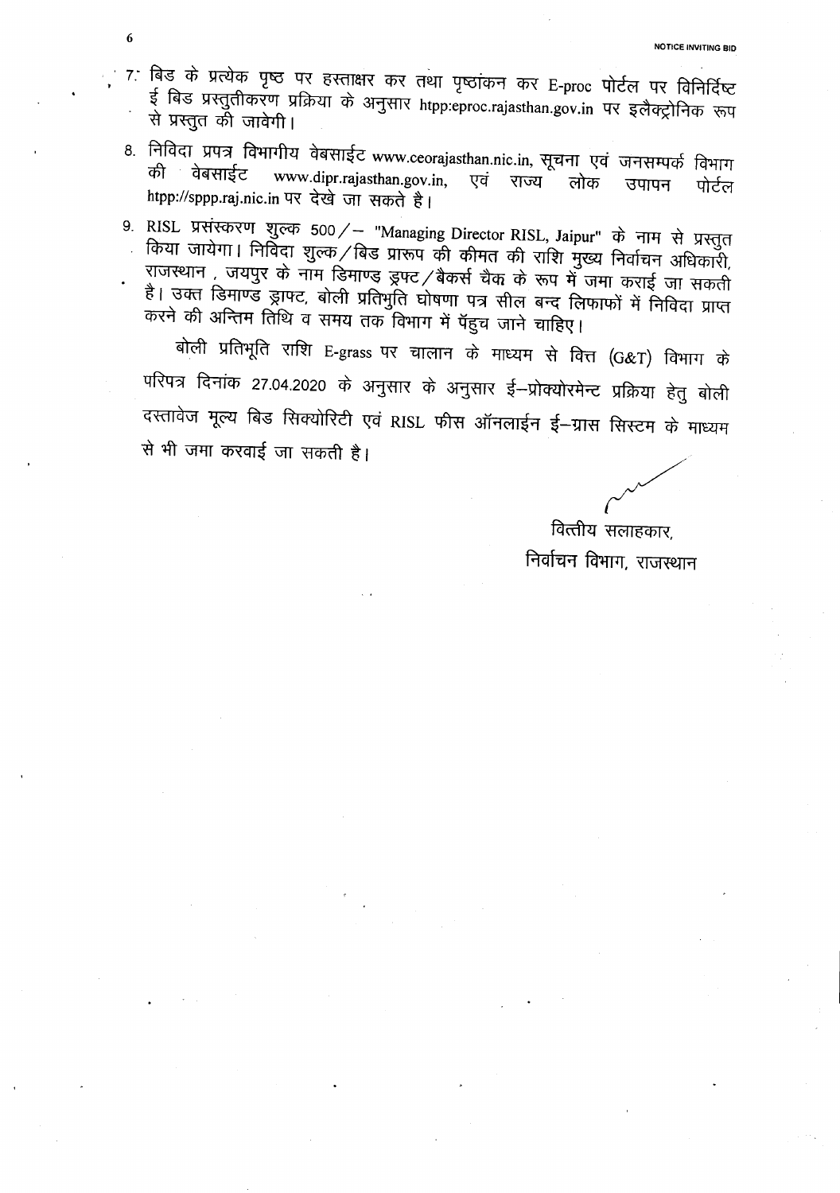7. बिड के प्रत्येक पृष्ठ पर हस्ताक्षर कर तथा पृष्ठांकन कर E-proc पोर्टल पर विनिर्दिष्ट ई बिड प्रस्तुतीकरण प्रक्रिया के अनुसार htpp:eproc.rajasthan.gov.in पर इलैक्ट्रोनिक रूप से प्रस्तुत की जावेगी।

8. निविदा प्रपत्र विभागीय वेबसाईट www.ceorajasthan.nic.in, सूचना एवं जनसम्पर्क विभाग की वेबसाईट www.dipr.rajasthan.gov.in, एवं राज्य लोक उपापन पोर्टल htpp://sppp.raj.nic.in पर देखे जा सकते है।

9. RISL प्रसंस्करण शुल्क 500/– "Managing Director RISL, Jaipur" के नाम से प्रस्तुत किया जायेगा। निविदा शुल्क/बिड प्रारूप की कीमत की राशि मुख्य निर्वाचन अधिकारी, राजस्थान , जयपुर के नाम डिमाण्ड ड्रफ्ट/बैकर्स चैक के रूप में जमा कराई जा सकती है। उक्त डिमाण्ड ड्राफ्ट, बोली प्रतिभुति घोषणा पत्र सील बन्द लिफाफों में निविदा प्राप्त करने की अन्तिम तिथि व समय तक विभाग में पॅहुच जाने चाहिए।

   बोली प्रतिभूति राशि E-grass पर चालान के माध्यम से वित्त (G&T) विभाग के परिपत्र दिनांक 27.04.2020 के अनुसार के अनुसार ई–प्रोक्योरमेन्ट प्रक्रिया हेतु बोली दस्तावेज मूल्य बिड सिक्योरिटी एवं RISL फीस ऑनलाईन ई–ग्रास सिस्टम के माध्यम से भी जमा करवाई जा सकती है।

वित्तीय सलाहकार,
निर्वाचन विभाग, राजस्थान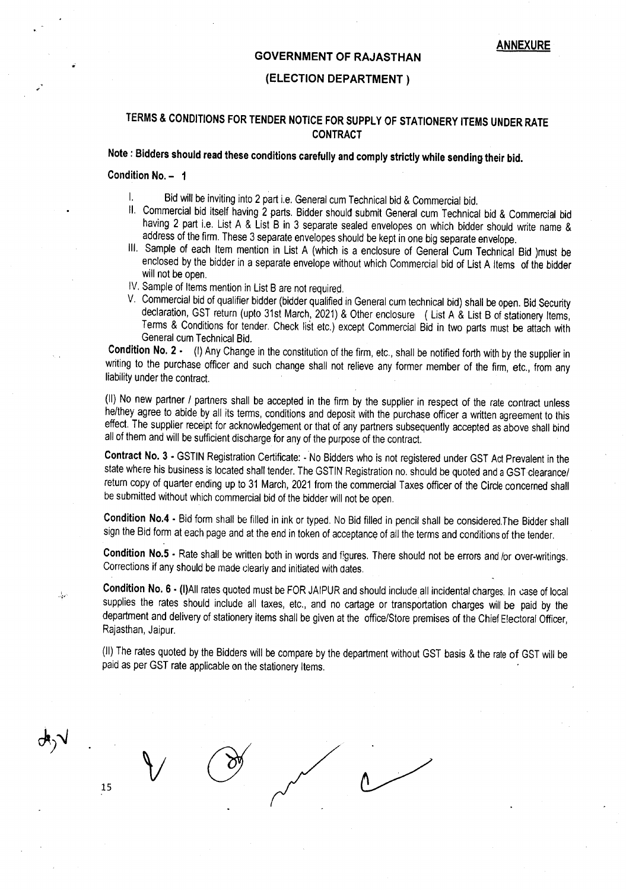**ANNEXURE**

## GOVERNMENT OF RAJASTHAN

## (ELECTION DEPARTMENT )

## TERMS & CONDITIONS FOR TENDER NOTICE FOR SUPPLY OF STATIONERY ITEMS UNDER RATE CONTRACT

**Note : Bidders should read these conditions carefully and comply strictly while sending their bid.**

**Condition No. – 1**

I. Bid will be inviting into 2 part i.e. General cum Technical bid & Commercial bid.

II. Commercial bid itself having 2 parts. Bidder should submit General cum Technical bid & Commercial bid having 2 part i.e. List A & List B in 3 separate sealed envelopes on which bidder should write name & address of the firm. These 3 separate envelopes should be kept in one big separate envelope.

III. Sample of each Item mention in List A (which is a enclosure of General Cum Technical Bid )must be enclosed by the bidder in a separate envelope without which Commercial bid of List A Items of the bidder will not be open.

IV. Sample of Items mention in List B are not required.

V. Commercial bid of qualifier bidder (bidder qualified in General cum technical bid) shall be open. Bid Security declaration, GST return (upto 31st March, 2021) & Other enclosure ( List A & List B of stationery Items, Terms & Conditions for tender. Check list etc.) except Commercial Bid in two parts must be attach with General cum Technical Bid.

**Condition No. 2 -** (I) Any Change in the constitution of the firm, etc., shall be notified forth with by the supplier in writing to the purchase officer and such change shall not relieve any former member of the firm, etc., from any liability under the contract.

(II) No new partner / partners shall be accepted in the firm by the supplier in respect of the rate contract unless he/they agree to abide by all its terms, conditions and deposit with the purchase officer a written agreement to this effect. The supplier receipt for acknowledgement or that of any partners subsequently accepted as above shall bind all of them and will be sufficient discharge for any of the purpose of the contract.

**Contract No. 3 -** GSTIN Registration Certificate: - No Bidders who is not registered under GST Act Prevalent in the state where his business is located shall tender. The GSTIN Registration no. should be quoted and a GST clearance/ return copy of quarter ending up to 31 March, 2021 from the commercial Taxes officer of the Circle concerned shall be submitted without which commercial bid of the bidder will not be open.

**Condition No.4 -** Bid form shall be filled in ink or typed. No Bid filled in pencil shall be considered.The Bidder shall sign the Bid form at each page and at the end in token of acceptance of all the terms and conditions of the tender.

**Condition No.5 -** Rate shall be written both in words and figures. There should not be errors and /or over-writings. Corrections if any should be made clearly and initiated with dates.

**Condition No. 6 - (I)**All rates quoted must be FOR JAIPUR and should include all incidental charges. In case of local supplies the rates should include all taxes, etc., and no cartage or transportation charges will be paid by the department and delivery of stationery items shall be given at the office/Store premises of the Chief Electoral Officer, Rajasthan, Jaipur.

(II) The rates quoted by the Bidders will be compare by the department without GST basis & the rate of GST will be paid as per GST rate applicable on the stationery Items.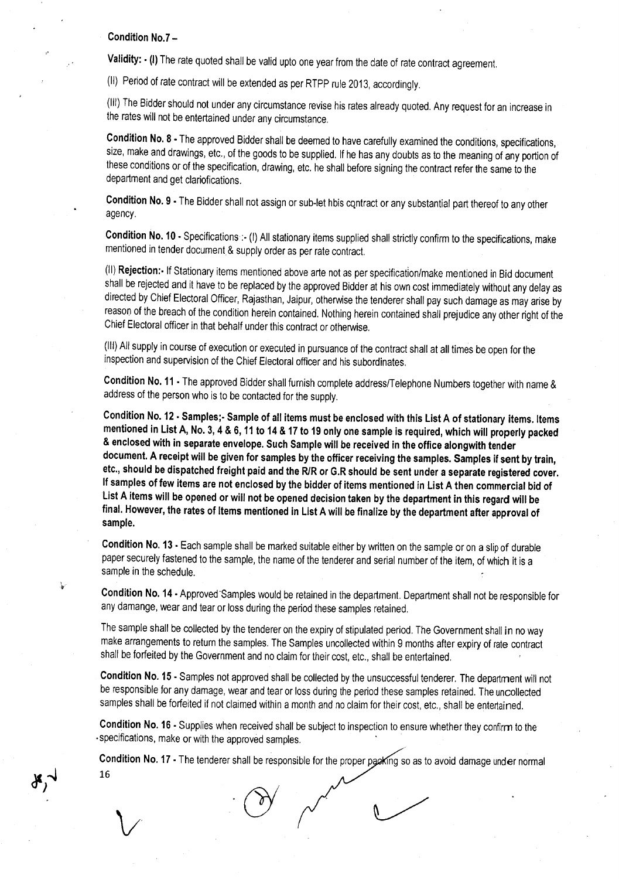**Condition No.7 –**

**Validity: - (I)** The rate quoted shall be valid upto one year from the date of rate contract agreement.

(II) Period of rate contract will be extended as per RTPP rule 2013, accordingly.

(III) The Bidder should not under any circumstance revise his rates already quoted. Any request for an increase in the rates will not be entertained under any circumstance.

**Condition No. 8 -** The approved Bidder shall be deemed to have carefully examined the conditions, specifications, size, make and drawings, etc., of the goods to be supplied. If he has any doubts as to the meaning of any portion of these conditions or of the specification, drawing, etc. he shall before signing the contract refer the same to the department and get clariofications.

**Condition No. 9 -** The Bidder shall not assign or sub-let hbis contract or any substantial part thereof to any other agency.

**Condition No. 10 -** Specifications :- (I) All stationary items supplied shall strictly confirm to the specifications, make mentioned in tender document & supply order as per rate contract.

(II) **Rejection:-** If Stationary items mentioned above arte not as per specification/make mentioned in Bid document shall be rejected and it have to be replaced by the approved Bidder at his own cost immediately without any delay as directed by Chief Electoral Officer, Rajasthan, Jaipur, otherwise the tenderer shall pay such damage as may arise by reason of the breach of the condition herein contained. Nothing herein contained shall prejudice any other right of the Chief Electoral officer in that behalf under this contract or otherwise.

(III) All supply in course of execution or executed in pursuance of the contract shall at all times be open for the inspection and supervision of the Chief Electoral officer and his subordinates.

**Condition No. 11 -** The approved Bidder shall furnish complete address/Telephone Numbers together with name & address of the person who is to be contacted for the supply.

**Condition No. 12 - Samples;- Sample of all items must be enclosed with this List A of stationary items. Items mentioned in List A, No. 3, 4 & 6, 11 to 14 & 17 to 19 only one sample is required, which will properly packed & enclosed with in separate envelope. Such Sample will be received in the office alongwith tender document. A receipt will be given for samples by the officer receiving the samples. Samples if sent by train, etc., should be dispatched freight paid and the R/R or G.R should be sent under a separate registered cover. If samples of few items are not enclosed by the bidder of items mentioned in List A then commercial bid of List A items will be opened or will not be opened decision taken by the department in this regard will be final. However, the rates of Items mentioned in List A will be finalize by the department after approval of sample.**

**Condition No. 13 -** Each sample shall be marked suitable either by written on the sample or on a slip of durable paper securely fastened to the sample, the name of the tenderer and serial number of the item, of which it is a sample in the schedule.

**Condition No. 14 -** Approved Samples would be retained in the department. Department shall not be responsible for any damange, wear and tear or loss during the period these samples retained.

The sample shall be collected by the tenderer on the expiry of stipulated period. The Government shall in no way make arrangements to return the samples. The Samples uncollected within 9 months after expiry of rate contract shall be forfeited by the Government and no claim for their cost, etc., shall be entertained.

**Condition No. 15 -** Samples not approved shall be collected by the unsuccessful tenderer. The department will not be responsible for any damage, wear and tear or loss during the period these samples retained. The uncollected samples shall be forfeited if not claimed within a month and no claim for their cost, etc., shall be entertained.

**Condition No. 16 -** Supplies when received shall be subject to inspection to ensure whether they confirm to the specifications, make or with the approved samples.

**Condition No. 17 -** The tenderer shall be responsible for the proper packing so as to avoid damage under normal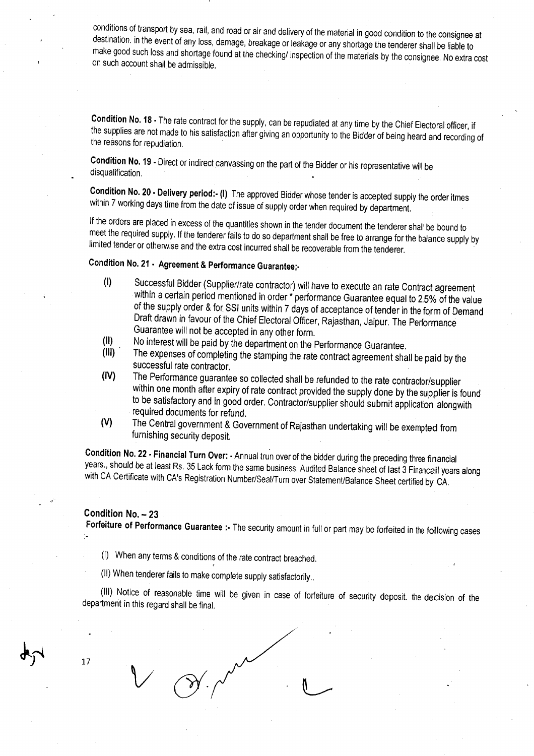conditions of transport by sea, rail, and road or air and delivery of the material in good condition to the consignee at destination. in the event of any loss, damage, breakage or leakage or any shortage the tenderer shall be liable to make good such loss and shortage found at the checking/ inspection of the materials by the consignee. No extra cost on such account shall be admissible.

**Condition No. 18 -** The rate contract for the supply, can be repudiated at any time by the Chief Electoral officer, if the supplies are not made to his satisfaction after giving an opportunity to the Bidder of being heard and recording of the reasons for repudiation.

**Condition No. 19 -** Direct or indirect canvassing on the part of the Bidder or his representative will be disqualification.

**Condition No. 20 - Delivery period:- (I)** The approved Bidder whose tender is accepted supply the order itmes within 7 working days time from the date of issue of supply order when required by department.

If the orders are placed in excess of the quantities shown in the tender document the tenderer shall be bound to meet the required supply. If the tenderer fails to do so department shall be free to arrange for the balance supply by limited tender or otherwise and the extra cost incurred shall be recoverable from the tenderer.

**Condition No. 21 - Agreement & Performance Guarantee;-**

- **(I)** Successful Bidder (Supplier/rate contractor) will have to execute an rate Contract agreement within a certain period mentioned in order * performance Guarantee equal to 2.5% of the value of the supply order & for SSI units within 7 days of acceptance of tender in the form of Demand Draft drawn in favour of the Chief Electoral Officer, Rajasthan, Jaipur. The Performance Guarantee will not be accepted in any other form.
- **(II)** No interest will be paid by the department on the Performance Guarantee.
- **(III)** The expenses of completing the stamping the rate contract agreement shall be paid by the successful rate contractor.
- **(IV)** The Performance guarantee so collected shall be refunded to the rate contractor/supplier within one month after expiry of rate contract provided the supply done by the supplier is found to be satisfactory and in good order. Contractor/supplier should submit application alongwith required documents for refund.
- **(V)** The Central government & Government of Rajasthan undertaking will be exempted from furnishing security deposit.

**Condition No. 22 - Financial Turn Over: -** Annual trun over of the bidder during the preceding three financial years., should be at least Rs. 35 Lack form the same business. Audited Balance sheet of last 3 Financail years along with CA Certificate with CA's Registration Number/Seal/Turn over Statement/Balance Sheet certified by CA.

**Condition No. – 23**

**Forfeiture of Performance Guarantee :-** The security amount in full or part may be forfeited in the following cases :-

(I) When any terms & conditions of the rate contract breached.

(II) When tenderer fails to make complete supply satisfactorily..

(III) Notice of reasonable time will be given in case of forfeiture of security deposit. the decision of the department in this regard shall be final.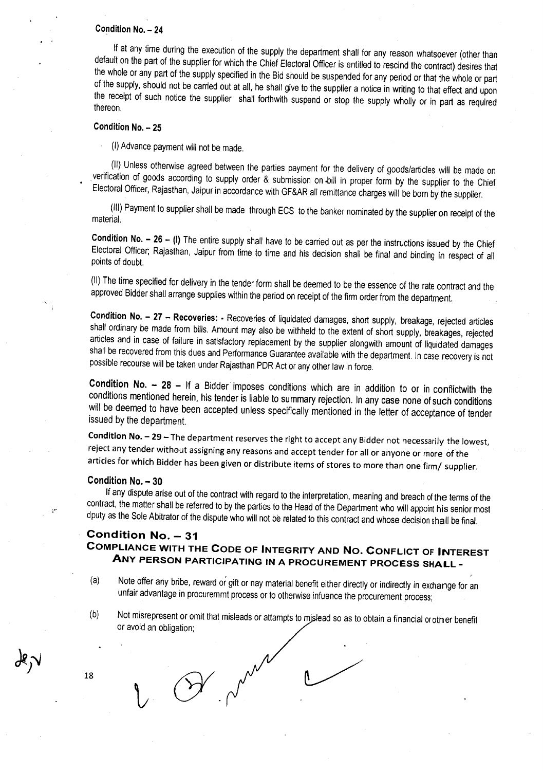**Condition No. – 24**

If at any time during the execution of the supply the department shall for any reason whatsoever (other than default on the part of the supplier for which the Chief Electoral Officer is entitled to rescind the contract) desires that the whole or any part of the supply specified in the Bid should be suspended for any period or that the whole or part of the supply, should not be carried out at all, he shall give to the supplier a notice in writing to that effect and upon the receipt of such notice the supplier shall forthwith suspend or stop the supply wholly or in part as required thereon.

**Condition No. – 25**

(I) Advance payment will not be made.

(II) Unless otherwise agreed between the parties payment for the delivery of goods/articles will be made on verification of goods according to supply order & submission on bill in proper form by the supplier to the Chief Electoral Officer, Rajasthan, Jaipur in accordance with GF&AR all remittance charges will be born by the supplier.

(III) Payment to supplier shall be made through ECS to the banker nominated by the supplier on receipt of the material.

**Condition No. – 26 – (I)** The entire supply shall have to be carried out as per the instructions issued by the Chief Electoral Officer; Rajasthan, Jaipur from time to time and his decision shall be final and binding in respect of all points of doubt.

(II) The time specified for delivery in the tender form shall be deemed to be the essence of the rate contract and the approved Bidder shall arrange supplies within the period on receipt of the firm order from the department.

**Condition No. – 27 – Recoveries: -** Recoveries of liquidated damages, short supply, breakage, rejected articles shall ordinary be made from bills. Amount may also be withheld to the extent of short supply, breakages, rejected articles and in case of failure in satisfactory replacement by the supplier alongwith amount of liquidated damages shall be recovered from this dues and Performance Guarantee available with the department. In case recovery is not possible recourse will be taken under Rajasthan PDR Act or any other law in force.

**Condition No. – 28 –** If a Bidder imposes conditions which are in addition to or in conflictwith the conditions mentioned herein, his tender is liable to summary rejection. In any case none of such conditions will be deemed to have been accepted unless specifically mentioned in the letter of acceptance of tender issued by the department.

**Condition No. – 29 –** The department reserves the right to accept any Bidder not necessarily the lowest, reject any tender without assigning any reasons and accept tender for all or anyone or more of the articles for which Bidder has been given or distribute items of stores to more than one firm/ supplier.

**Condition No. – 30**

If any dispute arise out of the contract with regard to the interpretation, meaning and breach of the terms of the contract, the matter shall be referred to by the parties to the Head of the Department who will appoint his senior most dputy as the Sole Abitrator of the dispute who will not be related to this contract and whose decision shall be final.

## Condition No. – 31

## COMPLIANCE WITH THE CODE OF INTEGRITY AND NO. CONFLICT OF INTEREST ANY PERSON PARTICIPATING IN A PROCUREMENT PROCESS SHALL -

(a) Note offer any bribe, reward or gift or nay material benefit either directly or indirectly in exchange for an unfair advantage in procuremrnt process or to otherwise infuence the procurement process;

(b) Not misrepresent or omit that misleads or attampts to mislead so as to obtain a financial or other benefit or avoid an obligation;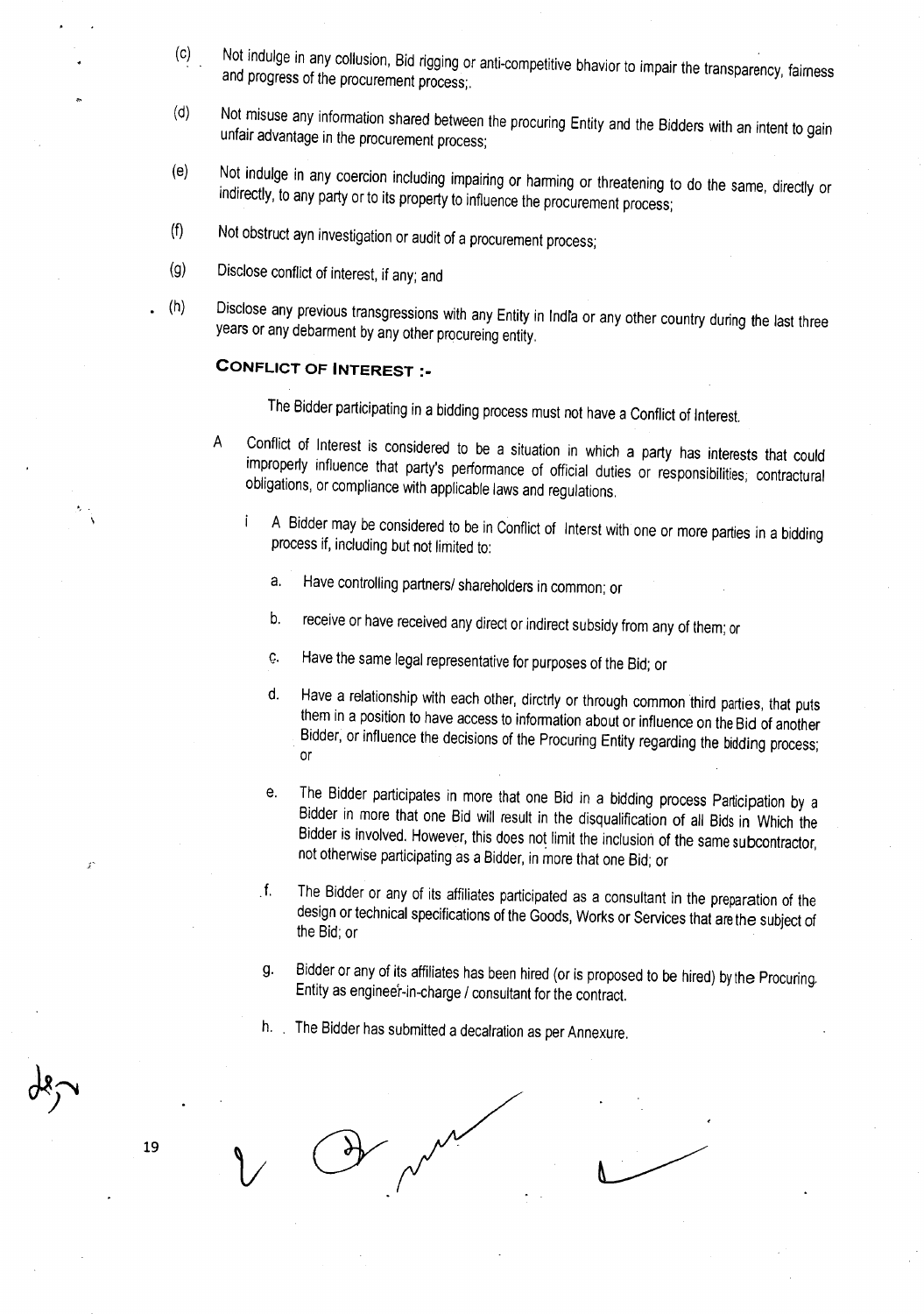(c) Not indulge in any collusion, Bid rigging or anti-competitive bhavior to impair the transparency, fairness and progress of the procurement process;.

(d) Not misuse any information shared between the procuring Entity and the Bidders with an intent to gain unfair advantage in the procurement process;

(e) Not indulge in any coercion including impairing or harming or threatening to do the same, directly or indirectly, to any party or to its property to influence the procurement process;

(f) Not obstruct ayn investigation or audit of a procurement process;

(g) Disclose conflict of interest, if any; and

(h) Disclose any previous transgressions with any Entity in India or any other country during the last three years or any debarment by any other procureing entity.

**CONFLICT OF INTEREST :-**

The Bidder participating in a bidding process must not have a Conflict of Interest.

A Conflict of Interest is considered to be a situation in which a party has interests that could improperly influence that party's performance of official duties or responsibilities; contractural obligations, or compliance with applicable laws and regulations.

i A Bidder may be considered to be in Conflict of Interst with one or more parties in a bidding process if, including but not limited to:

a. Have controlling partners/ shareholders in common; or

b. receive or have received any direct or indirect subsidy from any of them; or

c. Have the same legal representative for purposes of the Bid; or

d. Have a relationship with each other, dirctrly or through common third parties, that puts them in a position to have access to information about or influence on the Bid of another Bidder, or influence the decisions of the Procuring Entity regarding the bidding process; or

e. The Bidder participates in more that one Bid in a bidding process Participation by a Bidder in more that one Bid will result in the disqualification of all Bids in Which the Bidder is involved. However, this does not limit the inclusion of the same subcontractor, not otherwise participating as a Bidder, in more that one Bid; or

f. The Bidder or any of its affiliates participated as a consultant in the preparation of the design or technical specifications of the Goods, Works or Services that are the subject of the Bid; or

g. Bidder or any of its affiliates has been hired (or is proposed to be hired) by the Procuring Entity as engineer-in-charge / consultant for the contract.

h. The Bidder has submitted a decalration as per Annexure.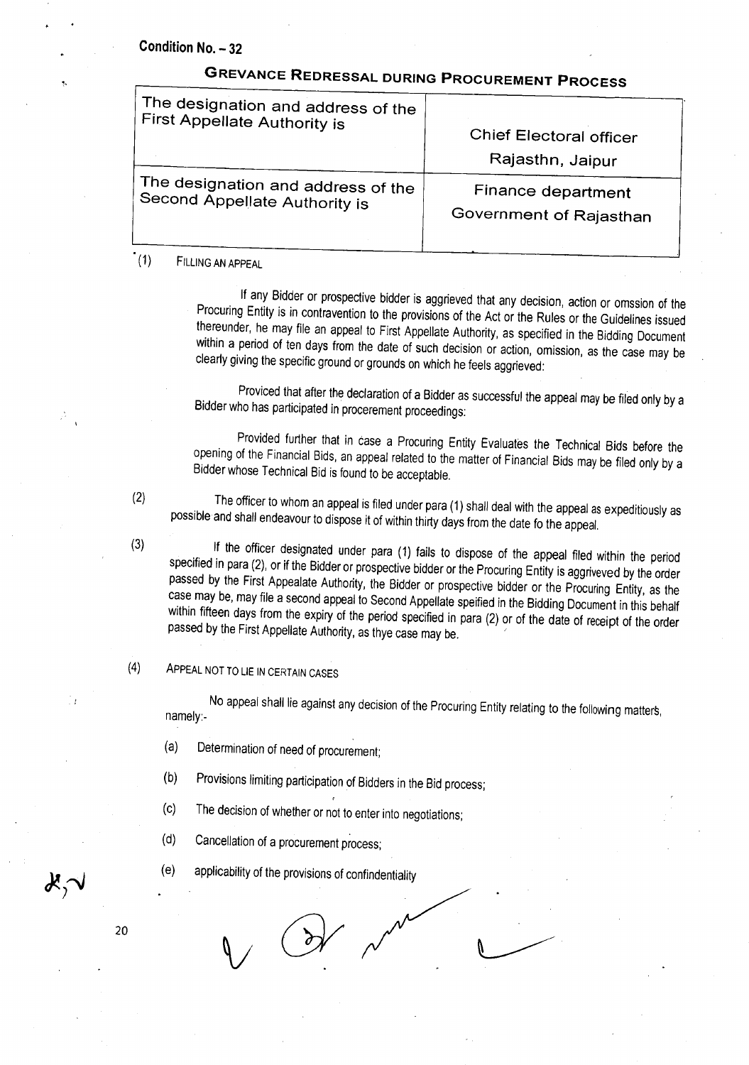**Condition No. – 32**

## GREVANCE REDRESSAL DURING PROCUREMENT PROCESS

| The designation and address of the First Appellate Authority is | Chief Electoral officer Rajasthn, Jaipur |
| --- | --- |
| The designation and address of the Second Appellate Authority is | Finance department Government of Rajasthan |

(1) FILLING AN APPEAL

If any Bidder or prospective bidder is aggrieved that any decision, action or omssion of the Procuring Entity is in contravention to the provisions of the Act or the Rules or the Guidelines issued thereunder, he may file an appeal to First Appellate Authority, as specified in the Bidding Document within a period of ten days from the date of such decision or action, omission, as the case may be clearly giving the specific ground or grounds on which he feels aggrieved:

Proviced that after the declaration of a Bidder as successful the appeal may be filed only by a Bidder who has participated in procerement proceedings:

Provided further that in case a Procuring Entity Evaluates the Technical Bids before the opening of the Financial Bids, an appeal related to the matter of Financial Bids may be filed only by a Bidder whose Technical Bid is found to be acceptable.

(2) The officer to whom an appeal is filed under para (1) shall deal with the appeal as expeditiously as possible and shall endeavour to dispose it of within thirty days from the date fo the appeal.

(3) If the officer designated under para (1) fails to dispose of the appeal filed within the period specified in para (2), or if the Bidder or prospective bidder or the Procuring Entity is aggriveved by the order passed by the First Appealate Authority, the Bidder or prospective bidder or the Procuring Entity, as the case may be, may file a second appeal to Second Appellate speified in the Bidding Document in this behalf within fifteen days from the expiry of the period specified in para (2) or of the date of receipt of the order passed by the First Appellate Authority, as thye case may be.

(4) APPEAL NOT TO LIE IN CERTAIN CASES

No appeal shall lie against any decision of the Procuring Entity relating to the following matters, namely:-

(a) Determination of need of procurement;

(b) Provisions limiting participation of Bidders in the Bid process;

(c) The decision of whether or not to enter into negotiations;

(d) Cancellation of a procurement process;

(e) applicability of the provisions of confindentiality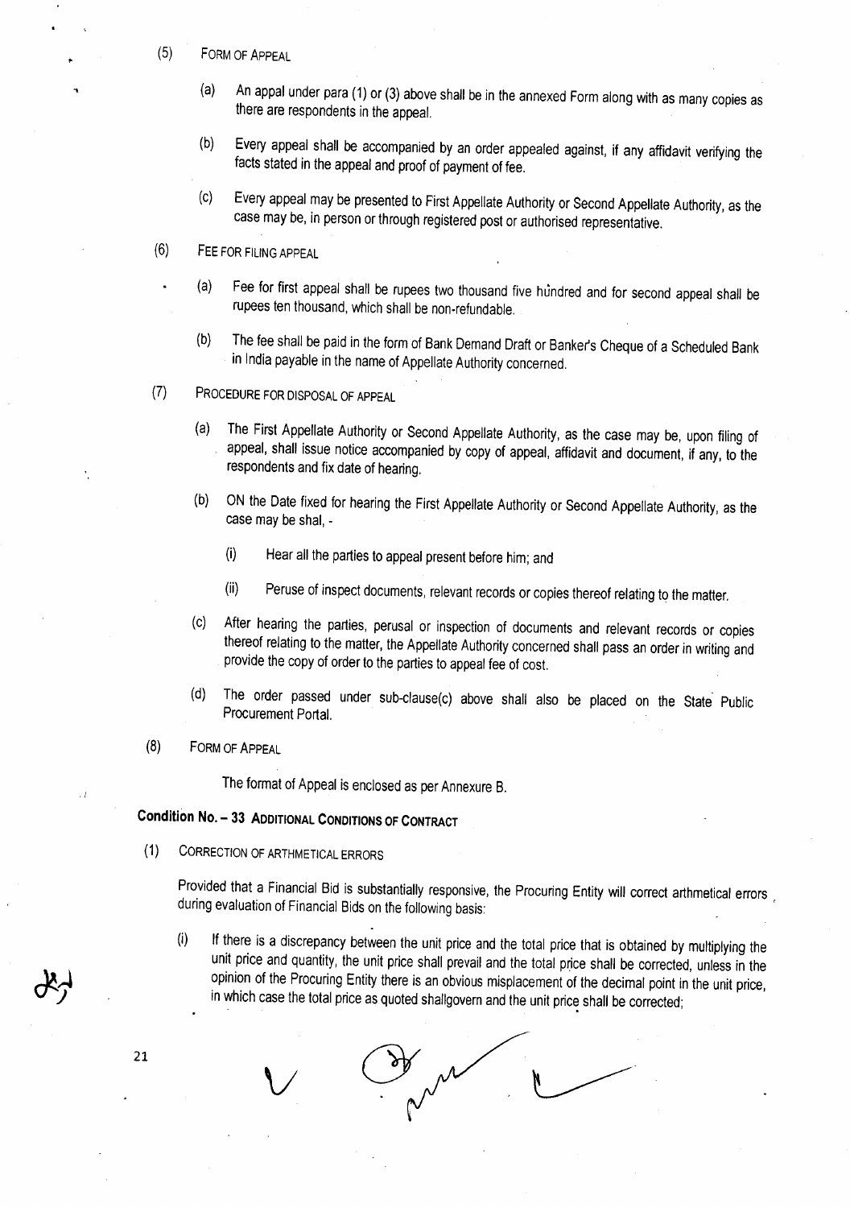(5) FORM OF APPEAL

(a) An appal under para (1) or (3) above shall be in the annexed Form along with as many copies as there are respondents in the appeal.

(b) Every appeal shall be accompanied by an order appealed against, if any affidavit verifying the facts stated in the appeal and proof of payment of fee.

(c) Every appeal may be presented to First Appellate Authority or Second Appellate Authority, as the case may be, in person or through registered post or authorised representative.

(6) FEE FOR FILING APPEAL

(a) Fee for first appeal shall be rupees two thousand five hundred and for second appeal shall be rupees ten thousand, which shall be non-refundable.

(b) The fee shall be paid in the form of Bank Demand Draft or Banker's Cheque of a Scheduled Bank in India payable in the name of Appellate Authority concerned.

(7) PROCEDURE FOR DISPOSAL OF APPEAL

(a) The First Appellate Authority or Second Appellate Authority, as the case may be, upon filing of appeal, shall issue notice accompanied by copy of appeal, affidavit and document, if any, to the respondents and fix date of hearing.

(b) ON the Date fixed for hearing the First Appellate Authority or Second Appellate Authority, as the case may be shal, -

(i) Hear all the parties to appeal present before him; and

(ii) Peruse of inspect documents, relevant records or copies thereof relating to the matter.

(c) After hearing the parties, perusal or inspection of documents and relevant records or copies thereof relating to the matter, the Appellate Authority concerned shall pass an order in writing and provide the copy of order to the parties to appeal fee of cost.

(d) The order passed under sub-clause(c) above shall also be placed on the State Public Procurement Portal.

(8) FORM OF APPEAL

The format of Appeal is enclosed as per Annexure B.

**Condition No. – 33 ADDITIONAL CONDITIONS OF CONTRACT**

(1) CORRECTION OF ARTHMETICAL ERRORS

Provided that a Financial Bid is substantially responsive, the Procuring Entity will correct arthmetical errors during evaluation of Financial Bids on the following basis:

(i) If there is a discrepancy between the unit price and the total price that is obtained by multiplying the unit price and quantity, the unit price shall prevail and the total price shall be corrected, unless in the opinion of the Procuring Entity there is an obvious misplacement of the decimal point in the unit price, in which case the total price as quoted shallgovern and the unit price shall be corrected;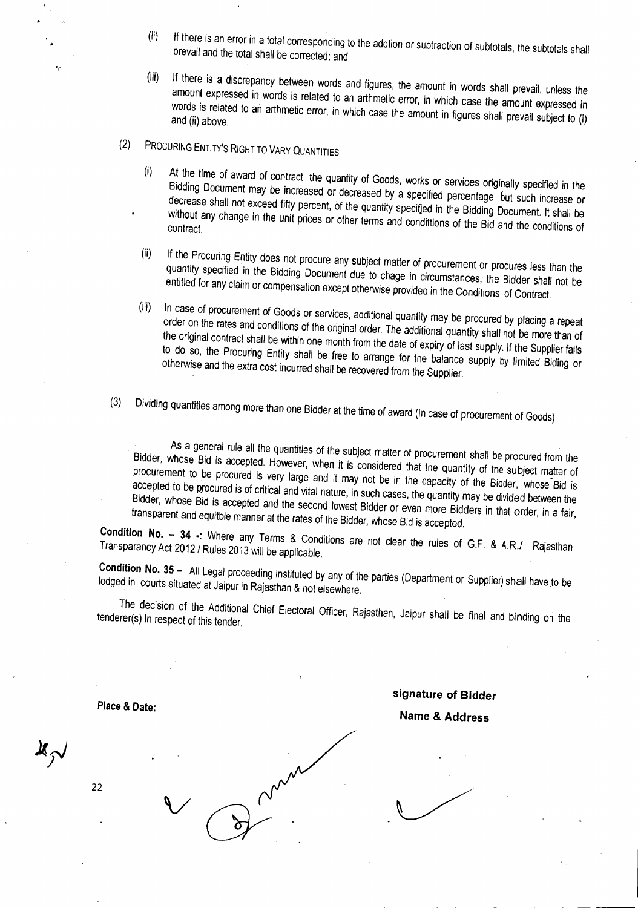(ii) If there is an error in a total corresponding to the addtion or subtraction of subtotals, the subtotals shall prevail and the total shall be corrected; and

(iii) If there is a discrepancy between words and figures, the amount in words shall prevail, unless the amount expressed in words is related to an arthmetic error, in which case the amount expressed in words is related to an arthmetic error, in which case the amount in figures shall prevail subject to (i) and (ii) above.

(2) PROCURING ENTITY'S RIGHT TO VARY QUANTITIES

(i) At the time of award of contract, the quantity of Goods, works or services originally specified in the Bidding Document may be increased or decreased by a specified percentage, but such increase or decrease shall not exceed fifty percent, of the quantity specified in the Bidding Document. It shall be without any change in the unit prices or other terms and condittions of the Bid and the conditions of contract.

(ii) If the Procuring Entity does not procure any subject matter of procurement or procures less than the quantity specified in the Bidding Document due to chage in circumstances, the Bidder shall not be entitled for any claim or compensation except otherwise provided in the Conditions of Contract.

(iii) In case of procurement of Goods or services, additional quantity may be procured by placing a repeat order on the rates and conditions of the original order. The additional quantity shall not be more than of the original contract shall be within one month from the date of expiry of last supply. If the Supplier fails to do so, the Procuring Entity shall be free to arrange for the balance supply by limited Biding or otherwise and the extra cost incurred shall be recovered from the Supplier.

(3) Dividing quantities among more than one Bidder at the time of award (In case of procurement of Goods)

As a general rule all the quantities of the subject matter of procurement shall be procured from the Bidder, whose Bid is accepted. However, when it is considered that the quantity of the subject matter of procurement to be procured is very large and it may not be in the capacity of the Bidder, whose Bid is accepted to be procured is of critical and vital nature, in such cases, the quantity may be divided between the Bidder, whose Bid is accepted and the second lowest Bidder or even more Bidders in that order, in a fair, transparent and equitble manner at the rates of the Bidder, whose Bid is accepted.

**Condition No. – 34 -:** Where any Terms & Conditions are not clear the rules of G.F. & A.R./ Rajasthan Transparancy Act 2012 / Rules 2013 will be applicable.

**Condition No. 35 –** All Legal proceeding instituted by any of the parties (Department or Supplier) shall have to be lodged in courts situated at Jaipur in Rajasthan & not elsewhere.

The decision of the Additional Chief Electoral Officer, Rajasthan, Jaipur shall be final and binding on the tenderer(s) in respect of this tender.

**Place & Date:**

**signature of Bidder**

**Name & Address**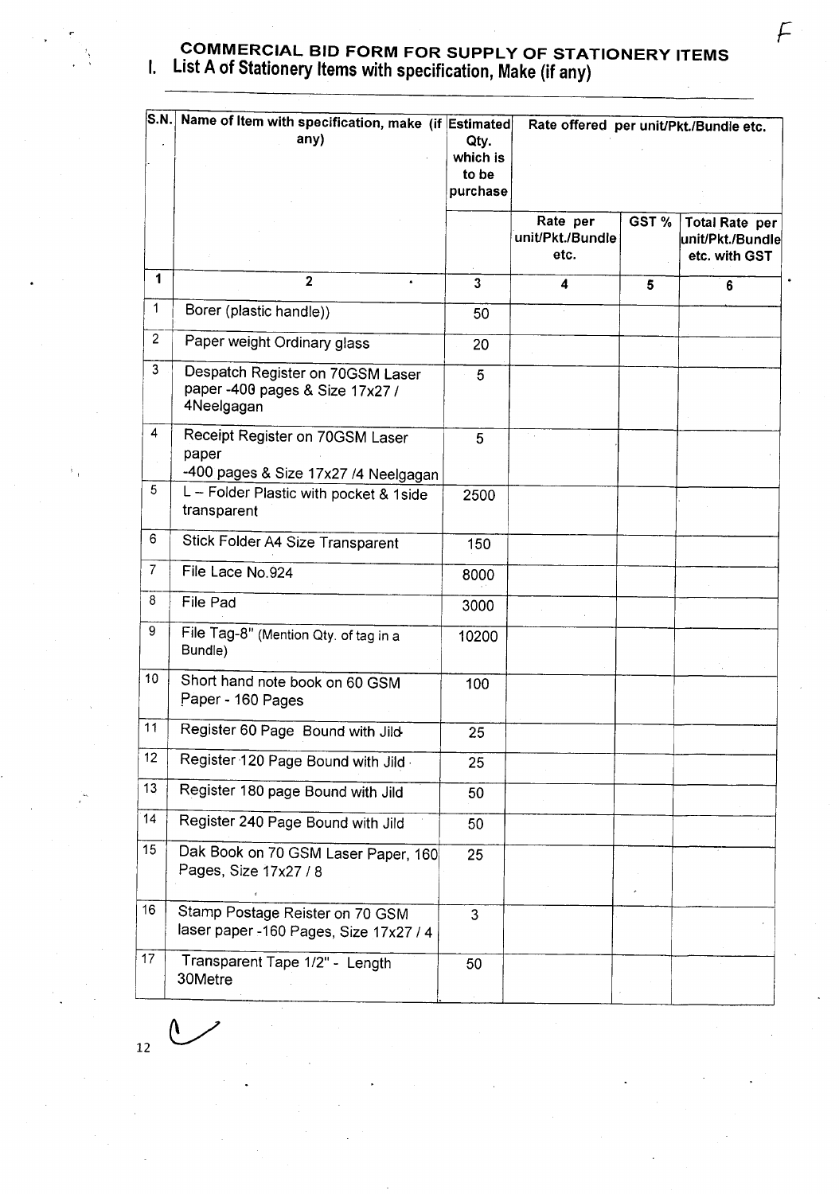## COMMERCIAL BID FORM FOR SUPPLY OF STATIONERY ITEMS

## I. List A of Stationery Items with specification, Make (if any)

| S.N. | Name of Item with specification, make (if any) | Estimated Qty. which is to be purchase | Rate offered per unit/Pkt./Bundle etc. | | |
|---|---|---|---|---|---|
| | | | Rate per unit/Pkt./Bundle etc. | GST % | Total Rate per unit/Pkt./Bundle etc. with GST |
| 1 | 2 | 3 | 4 | 5 | 6 |
| 1 | Borer (plastic handle)) | 50 | | | |
| 2 | Paper weight Ordinary glass | 20 | | | |
| 3 | Despatch Register on 70GSM Laser paper -400 pages & Size 17x27 / 4Neelgagan | 5 | | | |
| 4 | Receipt Register on 70GSM Laser paper -400 pages & Size 17x27 /4 Neelgagan | 5 | | | |
| 5 | L – Folder Plastic with pocket & 1side transparent | 2500 | | | |
| 6 | Stick Folder A4 Size Transparent | 150 | | | |
| 7 | File Lace No.924 | 8000 | | | |
| 8 | File Pad | 3000 | | | |
| 9 | File Tag-8" (Mention Qty. of tag in a Bundle) | 10200 | | | |
| 10 | Short hand note book on 60 GSM Paper - 160 Pages | 100 | | | |
| 11 | Register 60 Page Bound with Jild | 25 | | | |
| 12 | Register 120 Page Bound with Jild | 25 | | | |
| 13 | Register 180 page Bound with Jild | 50 | | | |
| 14 | Register 240 Page Bound with Jild | 50 | | | |
| 15 | Dak Book on 70 GSM Laser Paper, 160 Pages, Size 17x27 / 8 | 25 | | | |
| 16 | Stamp Postage Reister on 70 GSM laser paper -160 Pages, Size 17x27 / 4 | 3 | | | |
| 17 | Transparent Tape 1/2" - Length 30Metre | 50 | | | |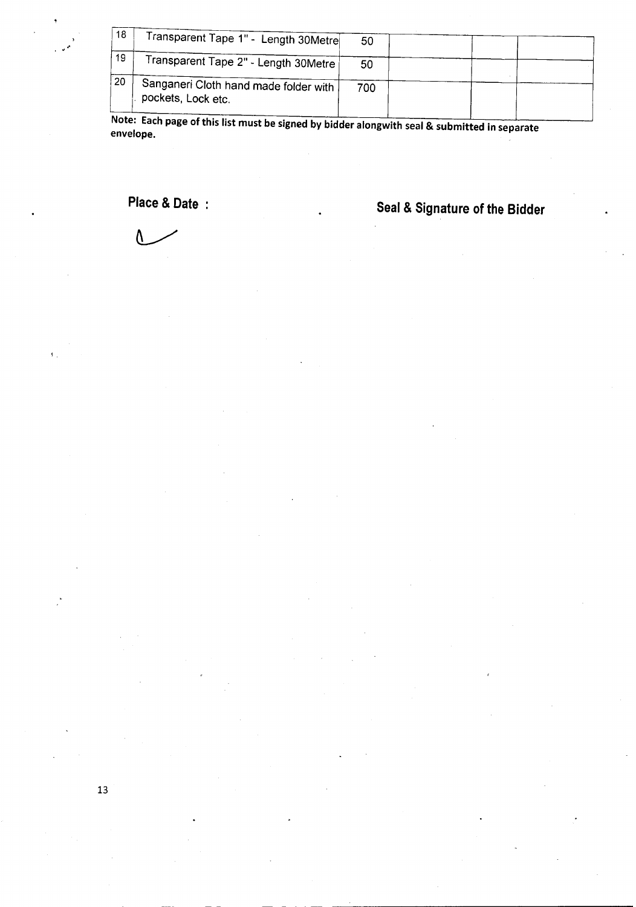| 18 | Transparent Tape 1" - Length 30Metre | 50 | | | |
|---|---|---|---|---|---|
| 19 | Transparent Tape 2" - Length 30Metre | 50 | | | |
| 20 | Sanganeri Cloth hand made folder with pockets, Lock etc. | 700 | | | |

**Note: Each page of this list must be signed by bidder alongwith seal & submitted in separate envelope.**

**Place & Date :** **Seal & Signature of the Bidder**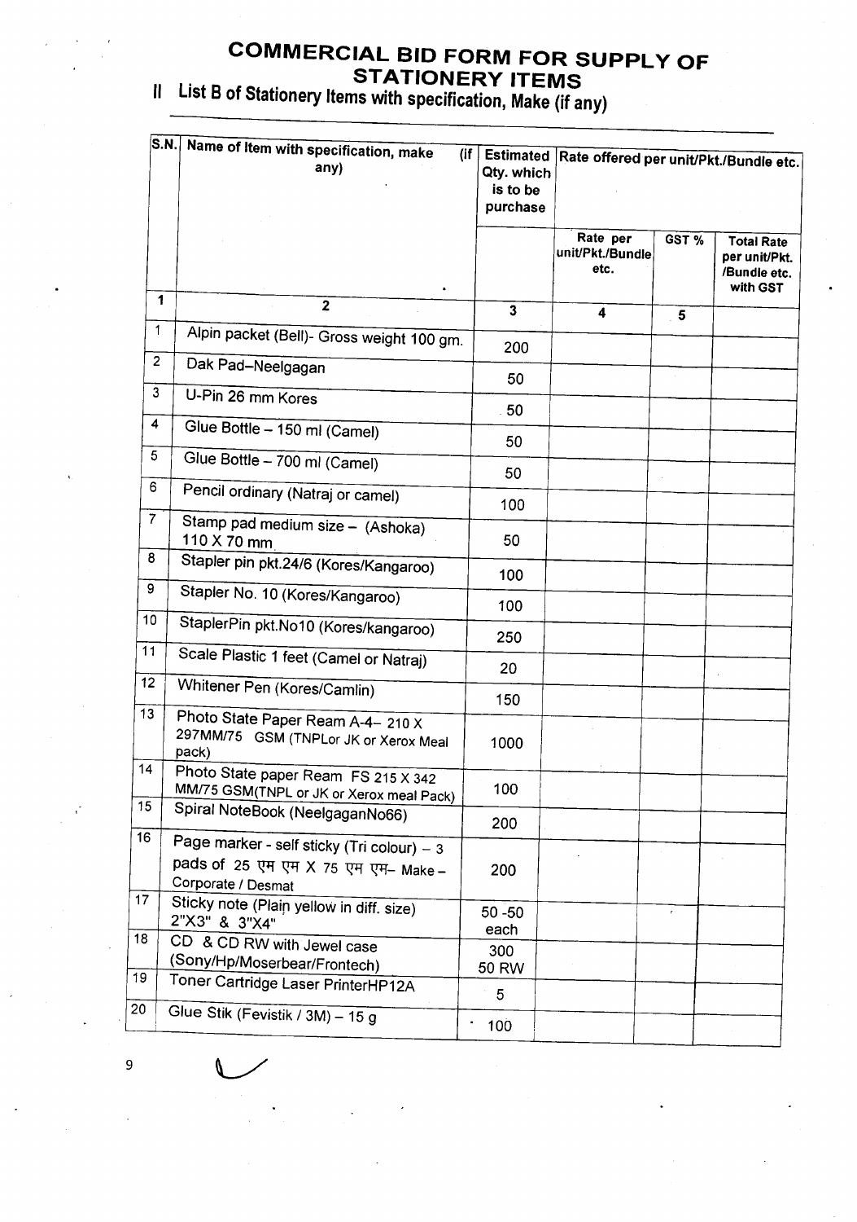# COMMERCIAL BID FORM FOR SUPPLY OF STATIONERY ITEMS

## II List B of Stationery Items with specification, Make (if any)

| S.N. | Name of Item with specification, make (if any) | Estimated Qty. which is to be purchase | Rate offered per unit/Pkt./Bundle etc. | | |
|---|---|---|---|---|---|
| | | | Rate per unit/Pkt./Bundle etc. | GST % | Total Rate per unit/Pkt. /Bundle etc. with GST |
| 1 | 2 | 3 | 4 | 5 | |
| 1 | Alpin packet (Bell)- Gross weight 100 gm. | 200 | | | |
| 2 | Dak Pad–Neelgagan | 50 | | | |
| 3 | U-Pin 26 mm Kores | 50 | | | |
| 4 | Glue Bottle – 150 ml (Camel) | 50 | | | |
| 5 | Glue Bottle – 700 ml (Camel) | 50 | | | |
| 6 | Pencil ordinary (Natraj or camel) | 100 | | | |
| 7 | Stamp pad medium size – (Ashoka) 110 X 70 mm | 50 | | | |
| 8 | Stapler pin pkt.24/6 (Kores/Kangaroo) | 100 | | | |
| 9 | Stapler No. 10 (Kores/Kangaroo) | 100 | | | |
| 10 | StaplerPin pkt.No10 (Kores/kangaroo) | 250 | | | |
| 11 | Scale Plastic 1 feet (Camel or Natraj) | 20 | | | |
| 12 | Whitener Pen (Kores/Camlin) | 150 | | | |
| 13 | Photo State Paper Ream A-4– 210 X 297MM/75 GSM (TNPLor JK or Xerox Meal pack) | 1000 | | | |
| 14 | Photo State paper Ream FS 215 X 342 MM/75 GSM(TNPL or JK or Xerox meal Pack) | 100 | | | |
| 15 | Spiral NoteBook (NeelgaganNo66) | 200 | | | |
| 16 | Page marker - self sticky (Tri colour) – 3 pads of 25 एम एम X 75 एम एम– Make – Corporate / Desmat | 200 | | | |
| 17 | Sticky note (Plain yellow in diff. size) 2"X3" & 3"X4" | 50 -50 each | | | |
| 18 | CD & CD RW with Jewel case (Sony/Hp/Moserbear/Frontech) | 300 50 RW | | | |
| 19 | Toner Cartridge Laser PrinterHP12A | 5 | | | |
| 20 | Glue Stik (Fevistik / 3M) – 15 g | 100 | | | |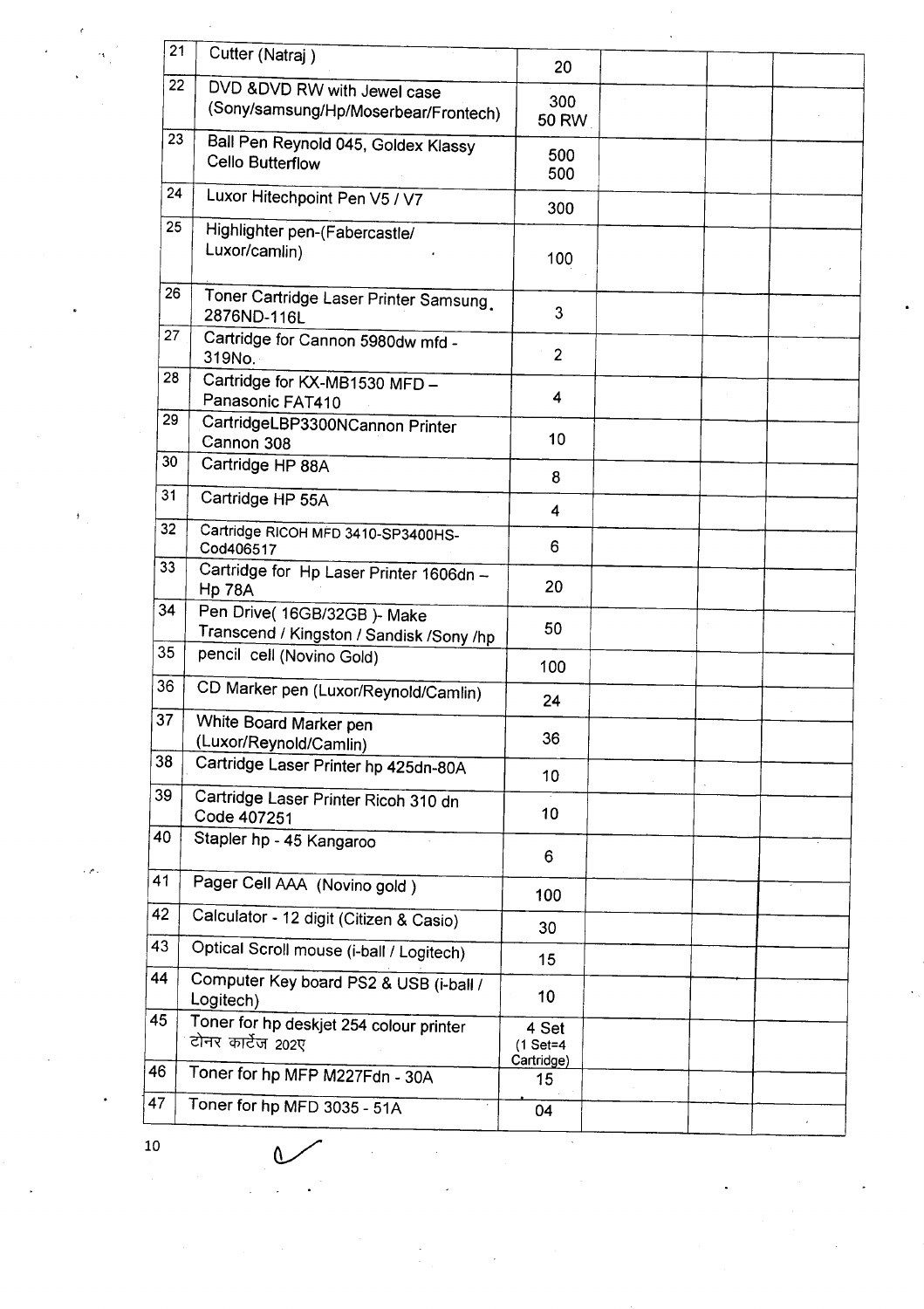| 21 | Cutter (Natraj ) | 20 | | | |
|---|---|---|---|---|---|
| 22 | DVD &DVD RW with Jewel case (Sony/samsung/Hp/Moserbear/Frontech) | 300<br>50 RW | | | |
| 23 | Ball Pen Reynold 045, Goldex Klassy Cello Butterflow | 500<br>500 | | | |
| 24 | Luxor Hitechpoint Pen V5 / V7 | 300 | | | |
| 25 | Highlighter pen-(Fabercastle/ Luxor/camlin) | 100 | | | |
| 26 | Toner Cartridge Laser Printer Samsung 2876ND-116L | 3 | | | |
| 27 | Cartridge for Cannon 5980dw mfd - 319No. | 2 | | | |
| 28 | Cartridge for KX-MB1530 MFD – Panasonic FAT410 | 4 | | | |
| 29 | CartridgeLBP3300NCannon Printer Cannon 308 | 10 | | | |
| 30 | Cartridge HP 88A | 8 | | | |
| 31 | Cartridge HP 55A | 4 | | | |
| 32 | Cartridge RICOH MFD 3410-SP3400HS-Cod406517 | 6 | | | |
| 33 | Cartridge for Hp Laser Printer 1606dn – Hp 78A | 20 | | | |
| 34 | Pen Drive( 16GB/32GB )- Make Transcend / Kingston / Sandisk /Sony /hp | 50 | | | |
| 35 | pencil cell (Novino Gold) | 100 | | | |
| 36 | CD Marker pen (Luxor/Reynold/Camlin) | 24 | | | |
| 37 | White Board Marker pen (Luxor/Reynold/Camlin) | 36 | | | |
| 38 | Cartridge Laser Printer hp 425dn-80A | 10 | | | |
| 39 | Cartridge Laser Printer Ricoh 310 dn Code 407251 | 10 | | | |
| 40 | Stapler hp - 45 Kangaroo | 6 | | | |
| 41 | Pager Cell AAA (Novino gold ) | 100 | | | |
| 42 | Calculator - 12 digit (Citizen & Casio) | 30 | | | |
| 43 | Optical Scroll mouse (i-ball / Logitech) | 15 | | | |
| 44 | Computer Key board PS2 & USB (i-ball / Logitech) | 10 | | | |
| 45 | Toner for hp deskjet 254 colour printer टोनर कार्टेज 202ए | 4 Set<br>(1 Set=4 Cartridge) | | | |
| 46 | Toner for hp MFP M227Fdn - 30A | 15 | | | |
| 47 | Toner for hp MFD 3035 - 51A | 04 | | | |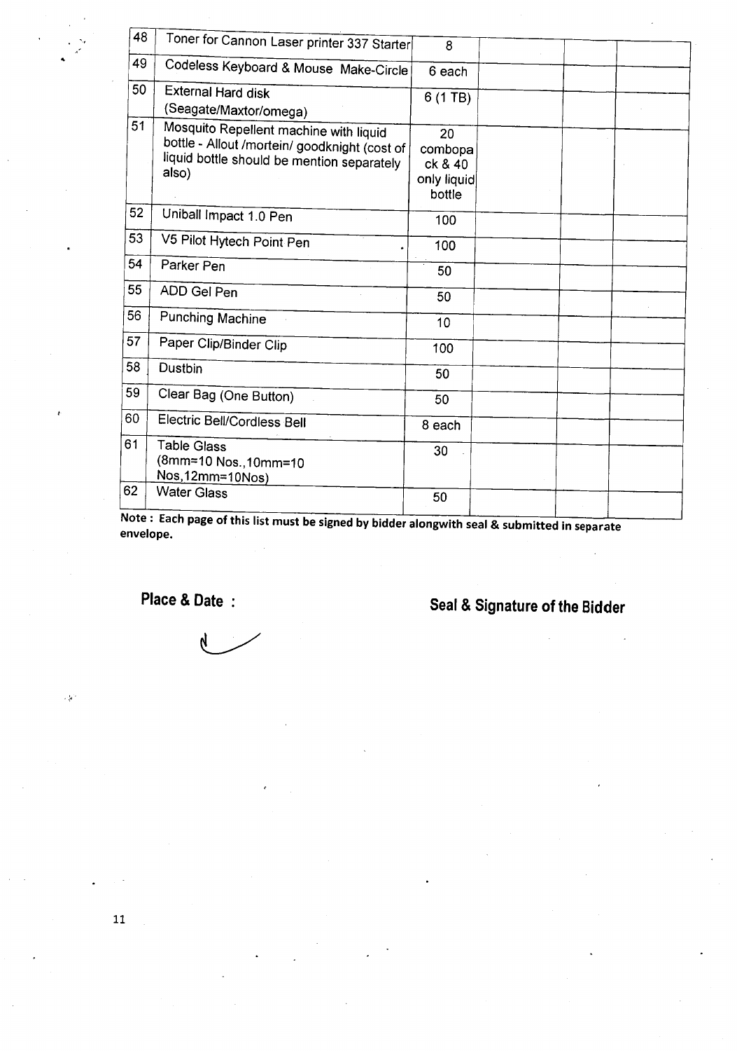| | | | | | |
|---|---|---|---|---|---|
| 48 | Toner for Cannon Laser printer 337 Starter | 8 | | | |
| 49 | Codeless Keyboard & Mouse Make-Circle | 6 each | | | |
| 50 | External Hard disk (Seagate/Maxtor/omega) | 6 (1 TB) | | | |
| 51 | Mosquito Repellent machine with liquid bottle - Allout /mortein/ goodknight (cost of liquid bottle should be mention separately also) | 20 combopack & 40 only liquid bottle | | | |
| 52 | Uniball Impact 1.0 Pen | 100 | | | |
| 53 | V5 Pilot Hytech Point Pen | 100 | | | |
| 54 | Parker Pen | 50 | | | |
| 55 | ADD Gel Pen | 50 | | | |
| 56 | Punching Machine | 10 | | | |
| 57 | Paper Clip/Binder Clip | 100 | | | |
| 58 | Dustbin | 50 | | | |
| 59 | Clear Bag (One Button) | 50 | | | |
| 60 | Electric Bell/Cordless Bell | 8 each | | | |
| 61 | Table Glass (8mm=10 Nos.,10mm=10 Nos,12mm=10Nos) | 30 | | | |
| 62 | Water Glass | 50 | | | |

**Note : Each page of this list must be signed by bidder alongwith seal & submitted in separate envelope.**

**Place & Date :** **Seal & Signature of the Bidder**